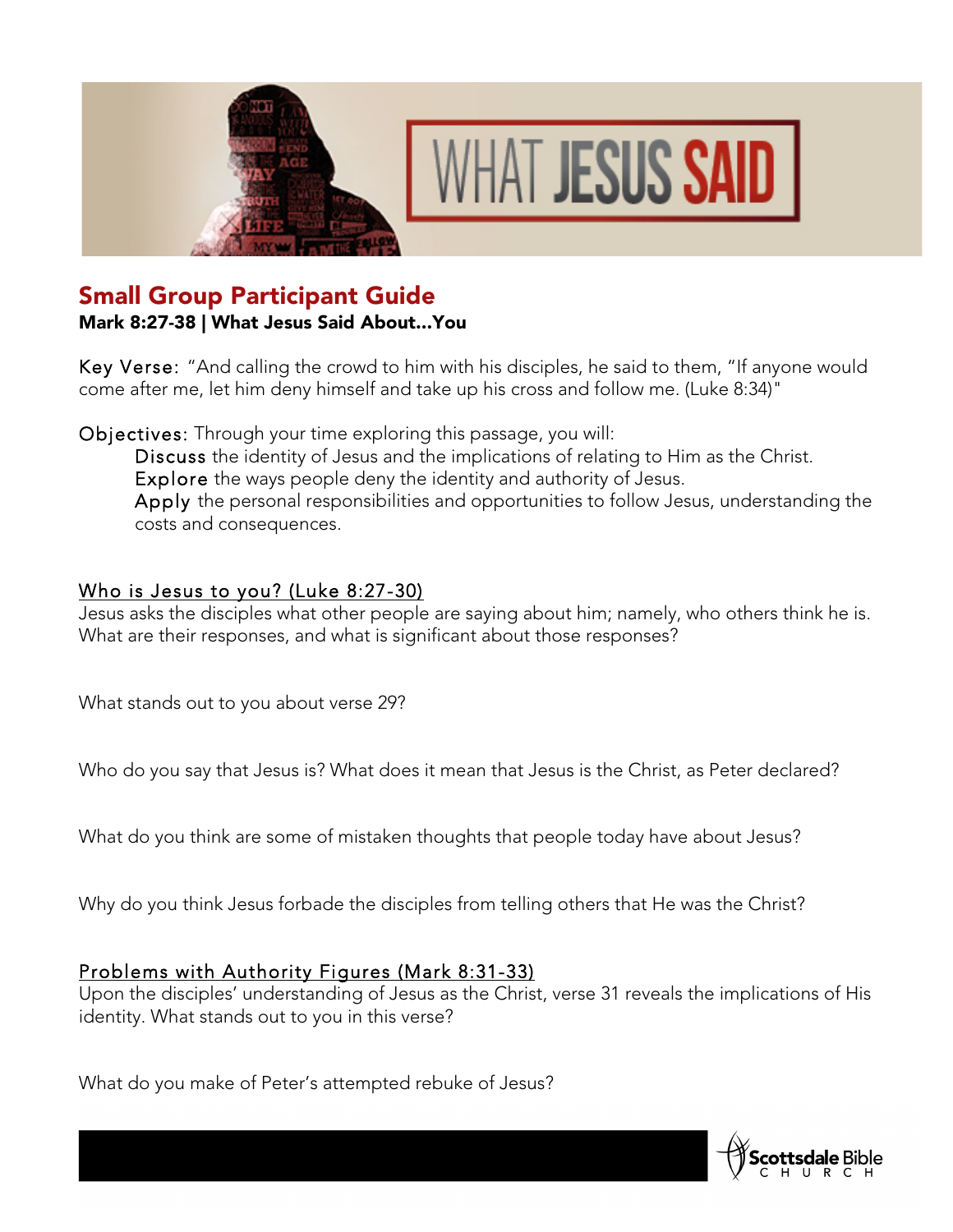# Small Group Participant Guide

**Mark 8:27-38 | What Jesus Said About…You**

Key Verse: "And calling the crowd to him with his disciples, he said to them, "If anyone would come after me, let him deny himself and take up his cross and follow me. (Luke 8:34)"

Objectives: Through your time exploring this passage, you will:

- Discuss the identity of Jesus and the implications of relating to Him as the Christ.
- Explore the ways people deny the identity and authority of Jesus.
- Apply the personal responsibilities and opportunities to follow Jesus, understanding the costs and consequences.

## Who is Jesus to you? (Luke 8:27-30)

Jesus asks the disciples what other people are saying about him; namely, who others think he is. What are their responses, and what is significant about those responses?

What stands out to you about verse 29?

Who do you say that Jesus is? What does it mean that Jesus is the Christ, as Peter declared?

What do you think are some of mistaken thoughts that people today have about Jesus?

Why do you think Jesus forbade the disciples from telling others that He was the Christ?

## Problems with Authority Figures (Mark 8:31-33)

Upon the disciples' understanding of Jesus as the Christ, verse 31 reveals the implications of His identity. What stands out to you in this verse?

What do you make of Peter's attempted rebuke of Jesus?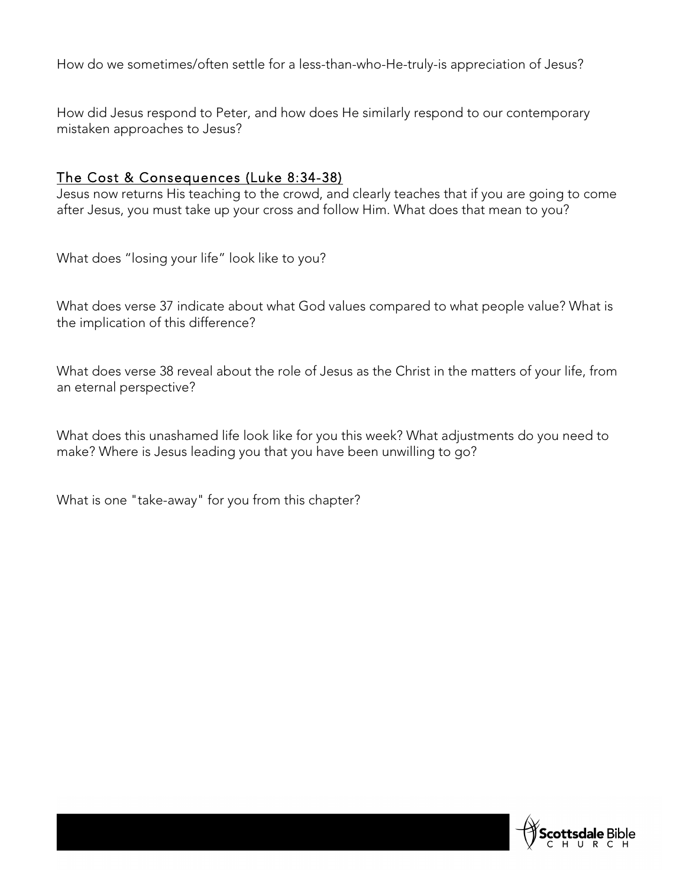How do we sometimes/often settle for a less-than-who-He-truly-is appreciation of Jesus?

How did Jesus respond to Peter, and how does He similarly respond to our contemporary mistaken approaches to Jesus?

## The Cost & Consequences (Luke 8:34-38)

Jesus now returns His teaching to the crowd, and clearly teaches that if you are going to come after Jesus, you must take up your cross and follow Him. What does that mean to you?

What does "losing your life" look like to you?

What does verse 37 indicate about what God values compared to what people value? What is the implication of this difference?

What does verse 38 reveal about the role of Jesus as the Christ in the matters of your life, from an eternal perspective?

What does this unashamed life look like for you this week? What adjustments do you need to make? Where is Jesus leading you that you have been unwilling to go?

What is one "take-away" for you from this chapter?